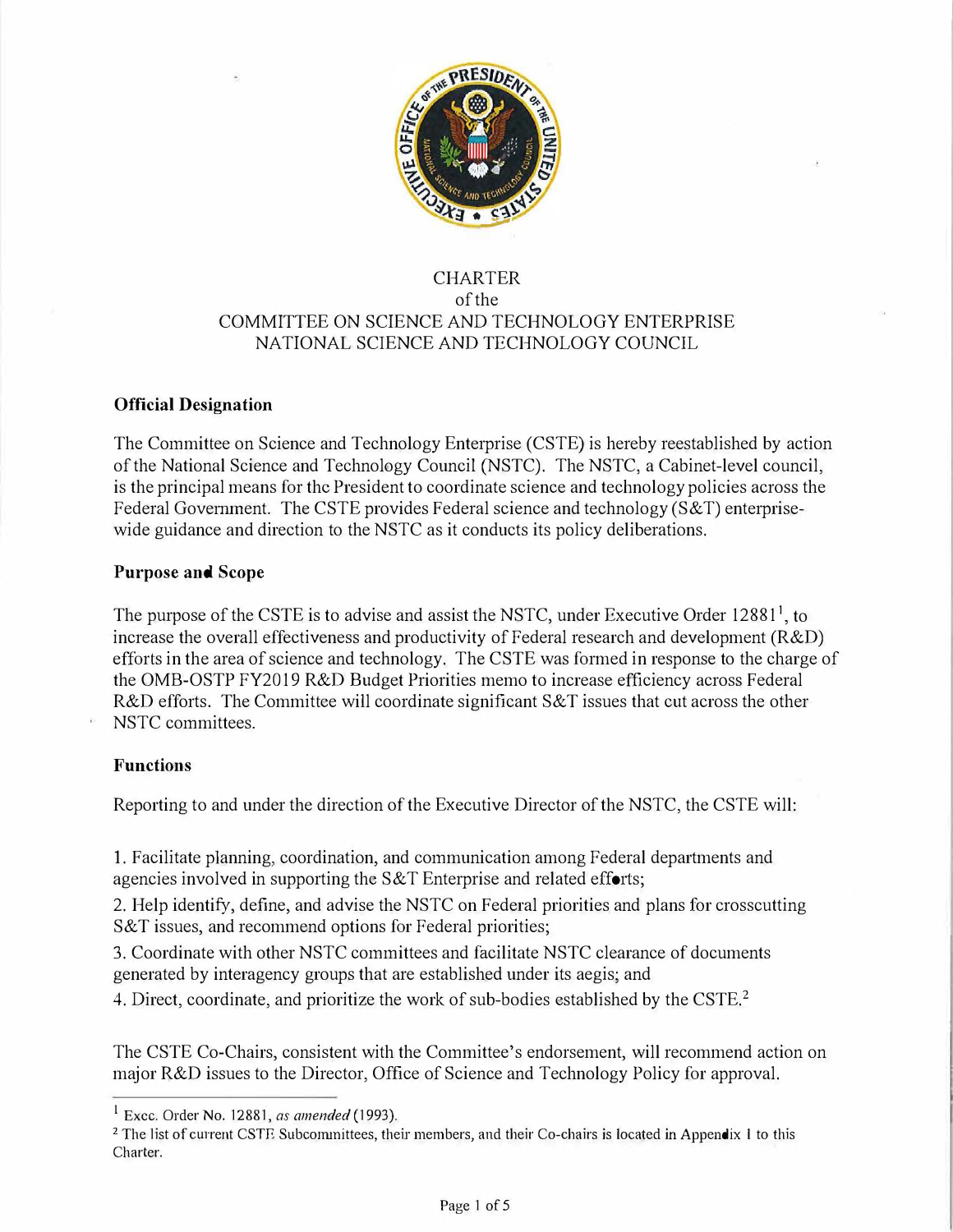# CHARTER
## of the
## COMMITTEE ON SCIENCE AND TECHNOLOGY ENTERPRISE
## NATIONAL SCIENCE AND TECHNOLOGY COUNCIL

### Official Designation

The Committee on Science and Technology Enterprise (CSTE) is hereby reestablished by action of the National Science and Technology Council (NSTC). The NSTC, a Cabinet-level council, is the principal means for the President to coordinate science and technology policies across the Federal Government. The CSTE provides Federal science and technology (S&T) enterprise-wide guidance and direction to the NSTC as it conducts its policy deliberations.

### Purpose and Scope

The purpose of the CSTE is to advise and assist the NSTC, under Executive Order 12881[1], to increase the overall effectiveness and productivity of Federal research and development (R&D) efforts in the area of science and technology. The CSTE was formed in response to the charge of the OMB-OSTP FY2019 R&D Budget Priorities memo to increase efficiency across Federal R&D efforts. The Committee will coordinate significant S&T issues that cut across the other NSTC committees.

### Functions

Reporting to and under the direction of the Executive Director of the NSTC, the CSTE will:

1. Facilitate planning, coordination, and communication among Federal departments and agencies involved in supporting the S&T Enterprise and related efforts;
2. Help identify, define, and advise the NSTC on Federal priorities and plans for crosscutting S&T issues, and recommend options for Federal priorities;
3. Coordinate with other NSTC committees and facilitate NSTC clearance of documents generated by interagency groups that are established under its aegis; and
4. Direct, coordinate, and prioritize the work of sub-bodies established by the CSTE.[2]

The CSTE Co-Chairs, consistent with the Committee's endorsement, will recommend action on major R&D issues to the Director, Office of Science and Technology Policy for approval.

---

[1] Exec. Order No. 12881, *as amended* (1993).

[2] The list of current CSTE Subcommittees, their members, and their Co-chairs is located in Appendix 1 to this Charter.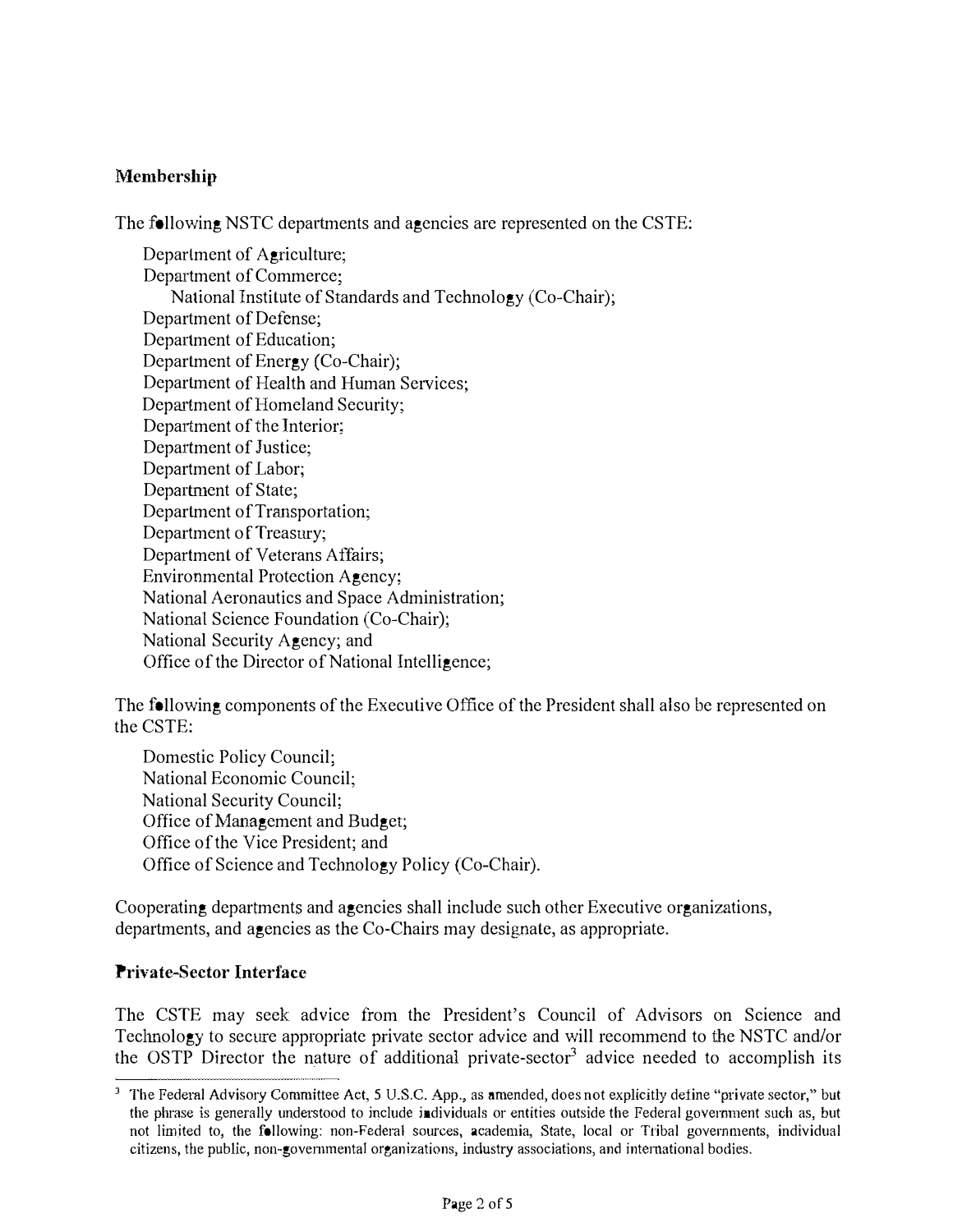## Membership

The following NSTC departments and agencies are represented on the CSTE:

- Department of Agriculture;
- Department of Commerce;
  - National Institute of Standards and Technology (Co-Chair);
- Department of Defense;
- Department of Education;
- Department of Energy (Co-Chair);
- Department of Health and Human Services;
- Department of Homeland Security;
- Department of the Interior;
- Department of Justice;
- Department of Labor;
- Department of State;
- Department of Transportation;
- Department of Treasury;
- Department of Veterans Affairs;
- Environmental Protection Agency;
- National Aeronautics and Space Administration;
- National Science Foundation (Co-Chair);
- National Security Agency; and
- Office of the Director of National Intelligence;

The following components of the Executive Office of the President shall also be represented on the CSTE:

- Domestic Policy Council;
- National Economic Council;
- National Security Council;
- Office of Management and Budget;
- Office of the Vice President; and
- Office of Science and Technology Policy (Co-Chair).

Cooperating departments and agencies shall include such other Executive organizations, departments, and agencies as the Co-Chairs may designate, as appropriate.

## Private-Sector Interface

The CSTE may seek advice from the President's Council of Advisors on Science and Technology to secure appropriate private sector advice and will recommend to the NSTC and/or the OSTP Director the nature of additional private-sector[3] advice needed to accomplish its

[3] The Federal Advisory Committee Act, 5 U.S.C. App., as amended, does not explicitly define "private sector," but the phrase is generally understood to include individuals or entities outside the Federal government such as, but not limited to, the following: non-Federal sources, academia, State, local or Tribal governments, individual citizens, the public, non-governmental organizations, industry associations, and international bodies.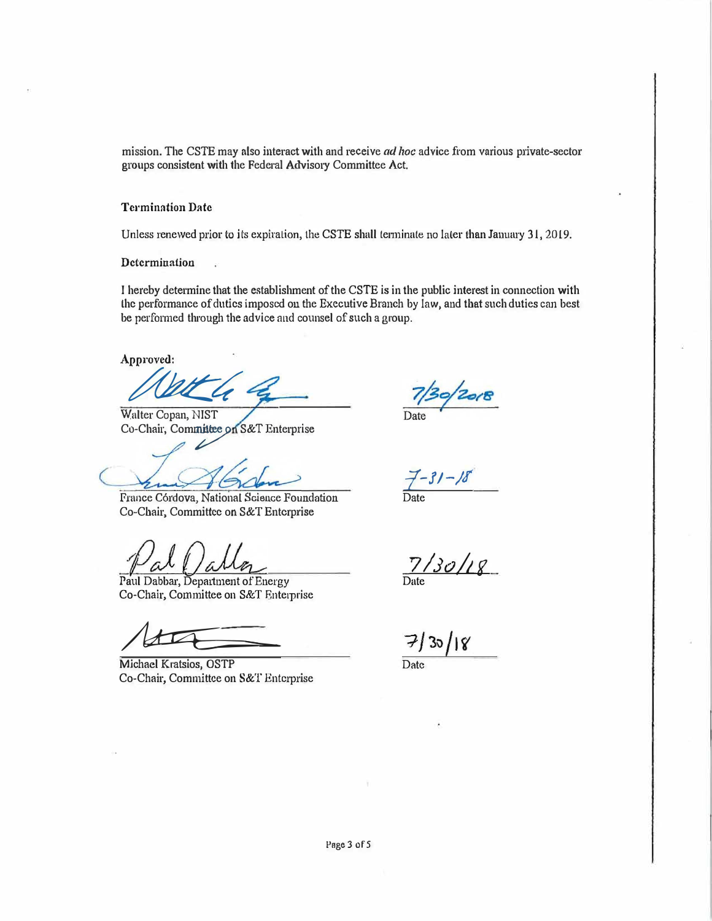mission. The CSTE may also interact with and receive *ad hoc* advice from various private-sector groups consistent with the Federal Advisory Committee Act.

**Termination Date**

Unless renewed prior to its expiration, the CSTE shall terminate no later than January 31, 2019.

**Determination**

I hereby determine that the establishment of the CSTE is in the public interest in connection with the performance of duties imposed on the Executive Branch by law, and that such duties can best be performed through the advice and counsel of such a group.

**Approved:**

Walter Copan, NIST
Co-Chair, Committee on S&T Enterprise

Date: 7/30/2018

France Córdova, National Science Foundation
Co-Chair, Committee on S&T Enterprise

Date: 7-31-18

Paul Dabbar, Department of Energy
Co-Chair, Committee on S&T Enterprise

Date: 7/30/18

Michael Kratsios, OSTP
Co-Chair, Committee on S&T Enterprise

Date: 7/30/18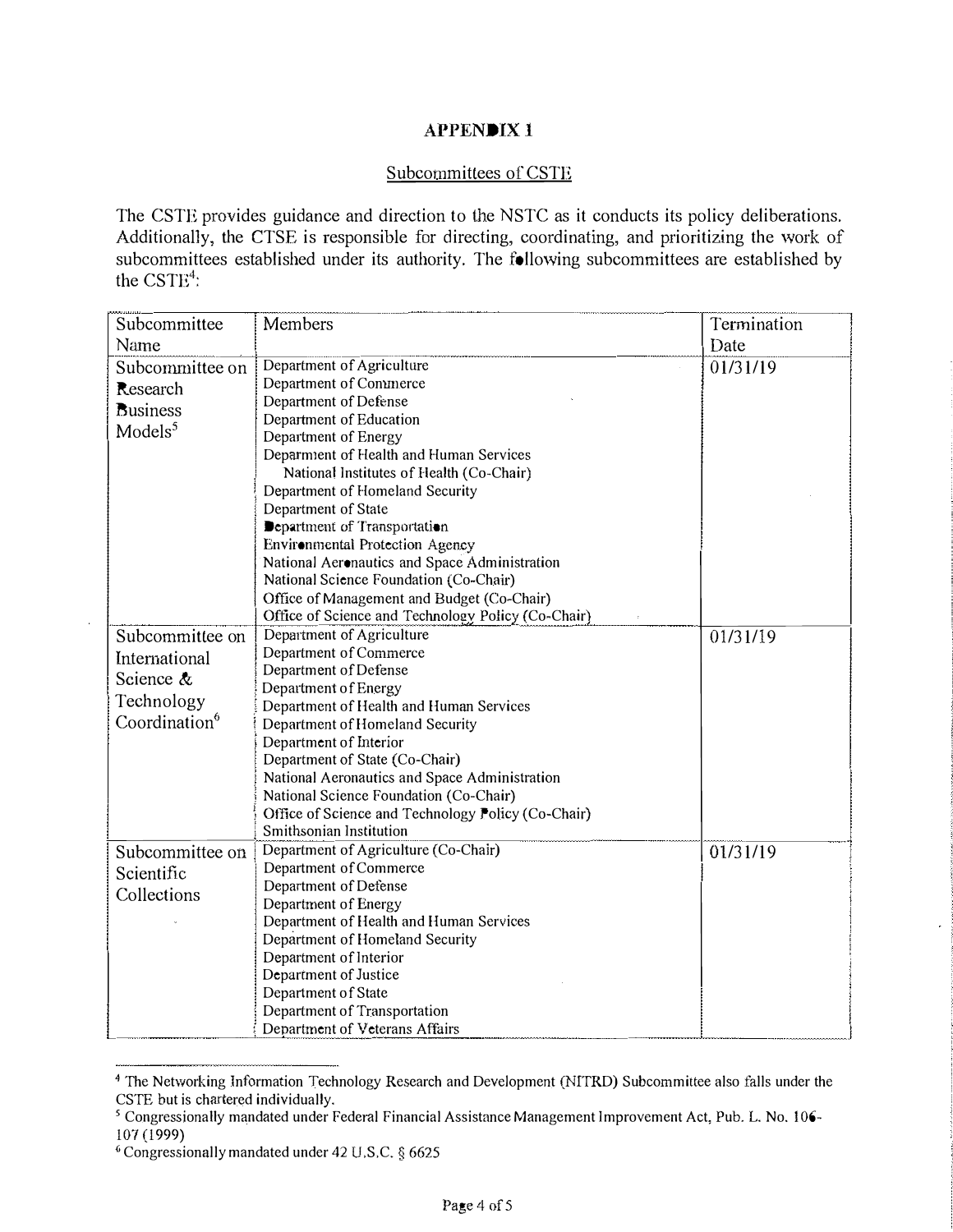# APPENDIX 1

## Subcommittees of CSTE

The CSTE provides guidance and direction to the NSTC as it conducts its policy deliberations. Additionally, the CTSE is responsible for directing, coordinating, and prioritizing the work of subcommittees established under its authority. The following subcommittees are established by the CSTE[4]:

| Subcommittee Name | Members | Termination Date |
|---|---|---|
| Subcommittee on Research Business Models[5] | Department of Agriculture<br>Department of Commerce<br>Department of Defense<br>Department of Education<br>Department of Energy<br>Department of Health and Human Services<br>National Institutes of Health (Co-Chair)<br>Department of Homeland Security<br>Department of State<br>Department of Transportation<br>Environmental Protection Agency<br>National Aeronautics and Space Administration<br>National Science Foundation (Co-Chair)<br>Office of Management and Budget (Co-Chair)<br>Office of Science and Technology Policy (Co-Chair) | 01/31/19 |
| Subcommittee on International Science & Technology Coordination[6] | Department of Agriculture<br>Department of Commerce<br>Department of Defense<br>Department of Energy<br>Department of Health and Human Services<br>Department of Homeland Security<br>Department of Interior<br>Department of State (Co-Chair)<br>National Aeronautics and Space Administration<br>National Science Foundation (Co-Chair)<br>Office of Science and Technology Policy (Co-Chair)<br>Smithsonian Institution | 01/31/19 |
| Subcommittee on Scientific Collections | Department of Agriculture (Co-Chair)<br>Department of Commerce<br>Department of Defense<br>Department of Energy<br>Department of Health and Human Services<br>Department of Homeland Security<br>Department of Interior<br>Department of Justice<br>Department of State<br>Department of Transportation<br>Department of Veterans Affairs | 01/31/19 |

[4] The Networking Information Technology Research and Development (NITRD) Subcommittee also falls under the CSTE but is chartered individually.

[5] Congressionally mandated under Federal Financial Assistance Management Improvement Act, Pub. L. No. 106-107 (1999)

[6] Congressionally mandated under 42 U.S.C. § 6625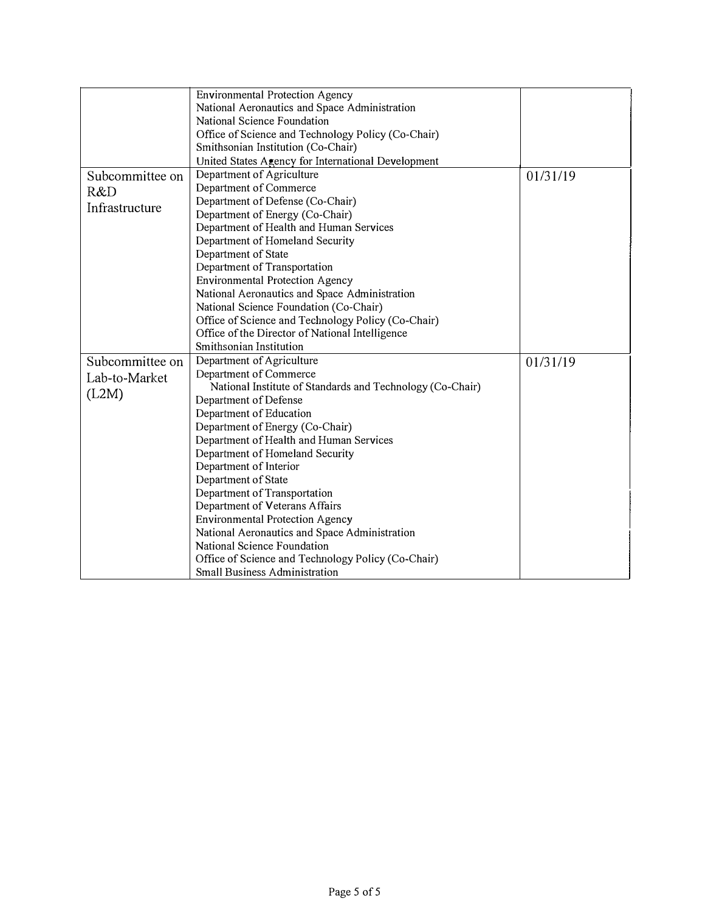| | | |
|---|---|---|
| | Environmental Protection Agency<br>National Aeronautics and Space Administration<br>National Science Foundation<br>Office of Science and Technology Policy (Co-Chair)<br>Smithsonian Institution (Co-Chair)<br>United States Agency for International Development | |
| Subcommittee on R&D Infrastructure | Department of Agriculture<br>Department of Commerce<br>Department of Defense (Co-Chair)<br>Department of Energy (Co-Chair)<br>Department of Health and Human Services<br>Department of Homeland Security<br>Department of State<br>Department of Transportation<br>Environmental Protection Agency<br>National Aeronautics and Space Administration<br>National Science Foundation (Co-Chair)<br>Office of Science and Technology Policy (Co-Chair)<br>Office of the Director of National Intelligence<br>Smithsonian Institution | 01/31/19 |
| Subcommittee on Lab-to-Market (L2M) | Department of Agriculture<br>Department of Commerce<br>National Institute of Standards and Technology (Co-Chair)<br>Department of Defense<br>Department of Education<br>Department of Energy (Co-Chair)<br>Department of Health and Human Services<br>Department of Homeland Security<br>Department of Interior<br>Department of State<br>Department of Transportation<br>Department of Veterans Affairs<br>Environmental Protection Agency<br>National Aeronautics and Space Administration<br>National Science Foundation<br>Office of Science and Technology Policy (Co-Chair)<br>Small Business Administration | 01/31/19 |